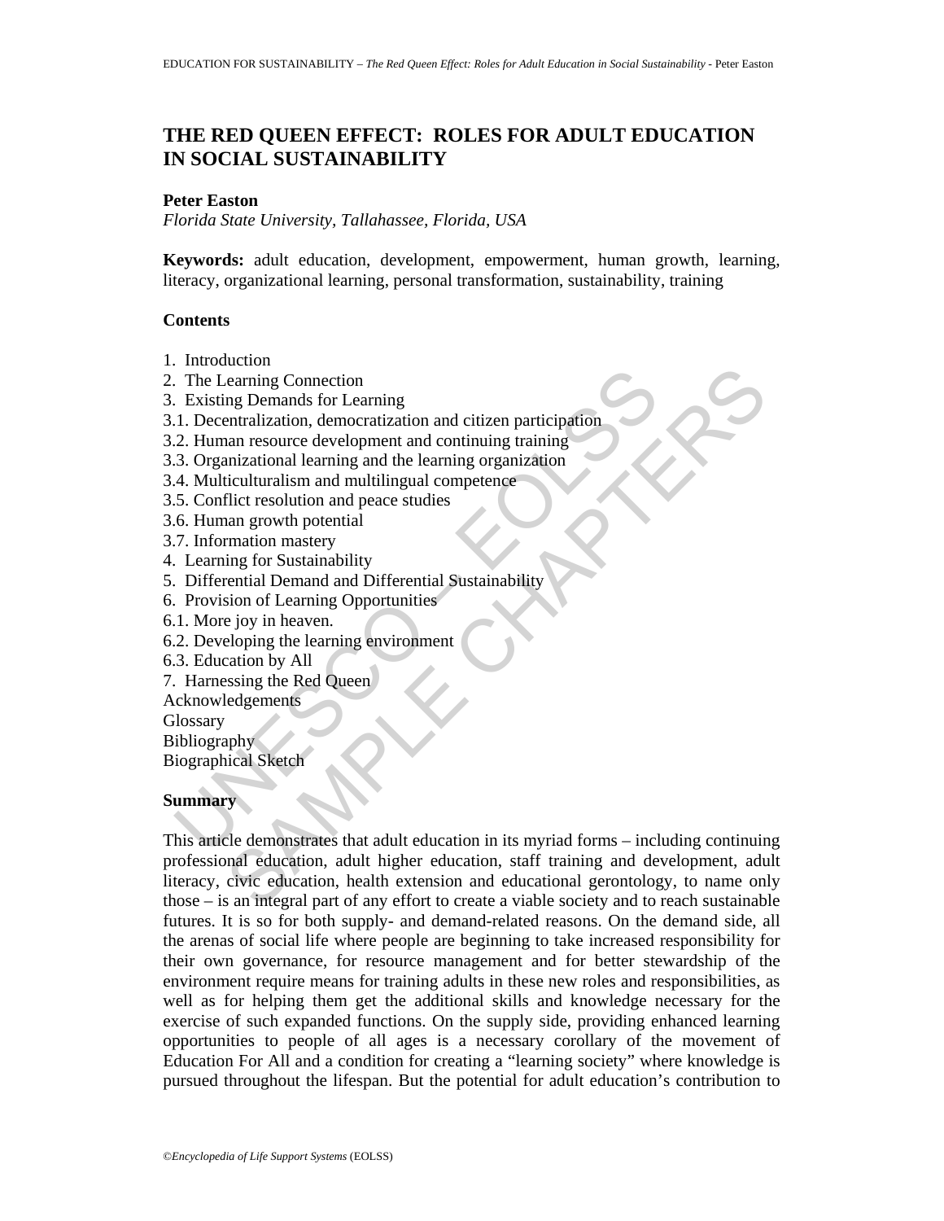# THE RED QUEEN EFFECT: ROLES FOR ADULT EDUCATION IN SOCIAL SUSTAINABILITY

**Peter Easton**

*Florida State University, Tallahassee, Florida, USA*

**Keywords:** adult education, development, empowerment, human growth, learning, literacy, organizational learning, personal transformation, sustainability, training

## Contents

1. Introduction
2. The Learning Connection
3. Existing Demands for Learning
3.1. Decentralization, democratization and citizen participation
3.2. Human resource development and continuing training
3.3. Organizational learning and the learning organization
3.4. Multiculturalism and multilingual competence
3.5. Conflict resolution and peace studies
3.6. Human growth potential
3.7. Information mastery
4. Learning for Sustainability
5. Differential Demand and Differential Sustainability
6. Provision of Learning Opportunities
6.1. More joy in heaven.
6.2. Developing the learning environment
6.3. Education by All
7. Harnessing the Red Queen

Acknowledgements

Glossary

Bibliography

Biographical Sketch

## Summary

This article demonstrates that adult education in its myriad forms – including continuing professional education, adult higher education, staff training and development, adult literacy, civic education, health extension and educational gerontology, to name only those – is an integral part of any effort to create a viable society and to reach sustainable futures. It is so for both supply- and demand-related reasons. On the demand side, all the arenas of social life where people are beginning to take increased responsibility for their own governance, for resource management and for better stewardship of the environment require means for training adults in these new roles and responsibilities, as well as for helping them get the additional skills and knowledge necessary for the exercise of such expanded functions. On the supply side, providing enhanced learning opportunities to people of all ages is a necessary corollary of the movement of Education For All and a condition for creating a "learning society" where knowledge is pursued throughout the lifespan. But the potential for adult education's contribution to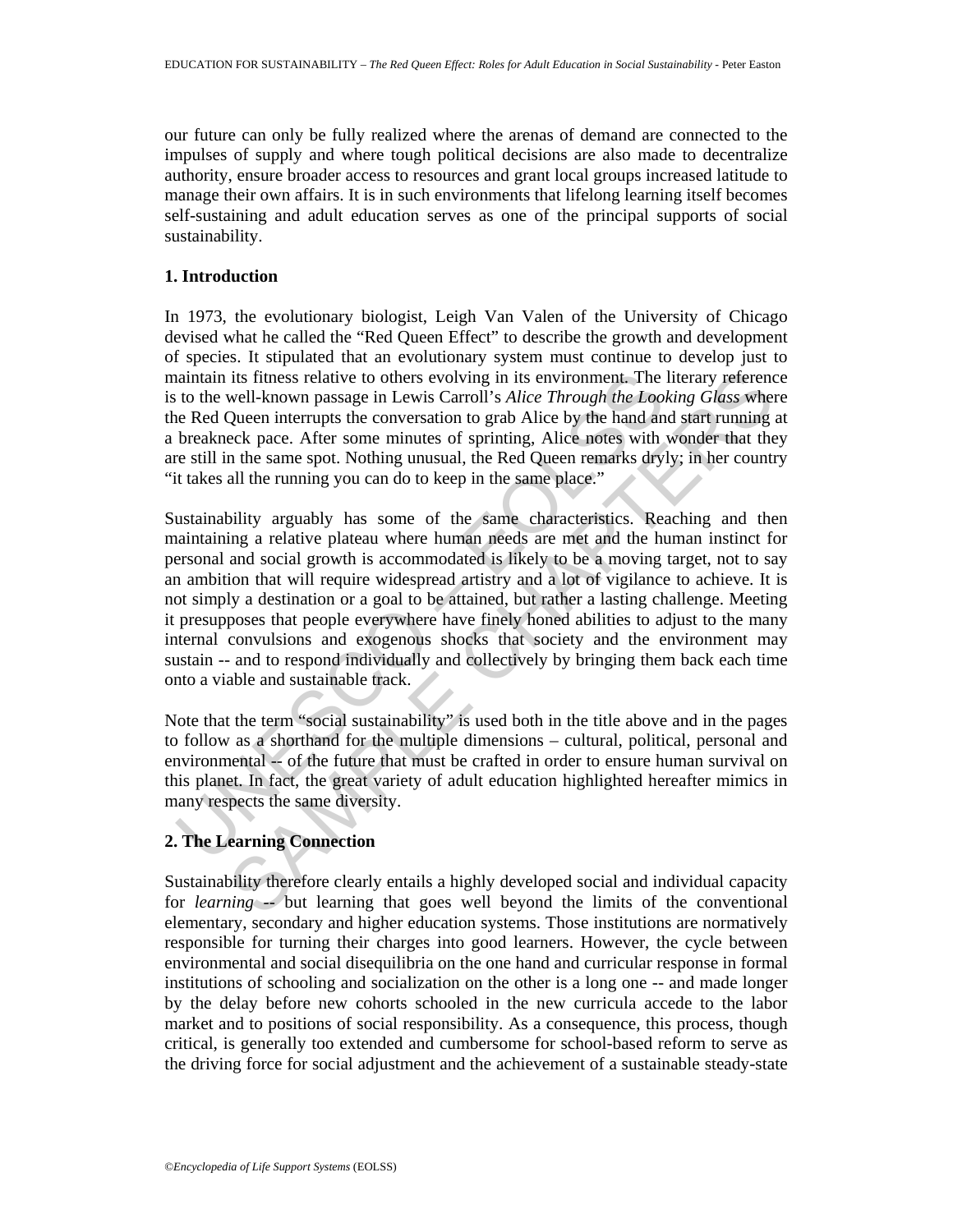our future can only be fully realized where the arenas of demand are connected to the impulses of supply and where tough political decisions are also made to decentralize authority, ensure broader access to resources and grant local groups increased latitude to manage their own affairs. It is in such environments that lifelong learning itself becomes self-sustaining and adult education serves as one of the principal supports of social sustainability.

## 1. Introduction

In 1973, the evolutionary biologist, Leigh Van Valen of the University of Chicago devised what he called the "Red Queen Effect" to describe the growth and development of species. It stipulated that an evolutionary system must continue to develop just to maintain its fitness relative to others evolving in its environment. The literary reference is to the well-known passage in Lewis Carroll's *Alice Through the Looking Glass* where the Red Queen interrupts the conversation to grab Alice by the hand and start running at a breakneck pace. After some minutes of sprinting, Alice notes with wonder that they are still in the same spot. Nothing unusual, the Red Queen remarks dryly; in her country "it takes all the running you can do to keep in the same place."

Sustainability arguably has some of the same characteristics. Reaching and then maintaining a relative plateau where human needs are met and the human instinct for personal and social growth is accommodated is likely to be a moving target, not to say an ambition that will require widespread artistry and a lot of vigilance to achieve. It is not simply a destination or a goal to be attained, but rather a lasting challenge. Meeting it presupposes that people everywhere have finely honed abilities to adjust to the many internal convulsions and exogenous shocks that society and the environment may sustain -- and to respond individually and collectively by bringing them back each time onto a viable and sustainable track.

Note that the term "social sustainability" is used both in the title above and in the pages to follow as a shorthand for the multiple dimensions – cultural, political, personal and environmental -- of the future that must be crafted in order to ensure human survival on this planet. In fact, the great variety of adult education highlighted hereafter mimics in many respects the same diversity.

## 2. The Learning Connection

Sustainability therefore clearly entails a highly developed social and individual capacity for *learning* -- but learning that goes well beyond the limits of the conventional elementary, secondary and higher education systems. Those institutions are normatively responsible for turning their charges into good learners. However, the cycle between environmental and social disequilibria on the one hand and curricular response in formal institutions of schooling and socialization on the other is a long one -- and made longer by the delay before new cohorts schooled in the new curricula accede to the labor market and to positions of social responsibility. As a consequence, this process, though critical, is generally too extended and cumbersome for school-based reform to serve as the driving force for social adjustment and the achievement of a sustainable steady-state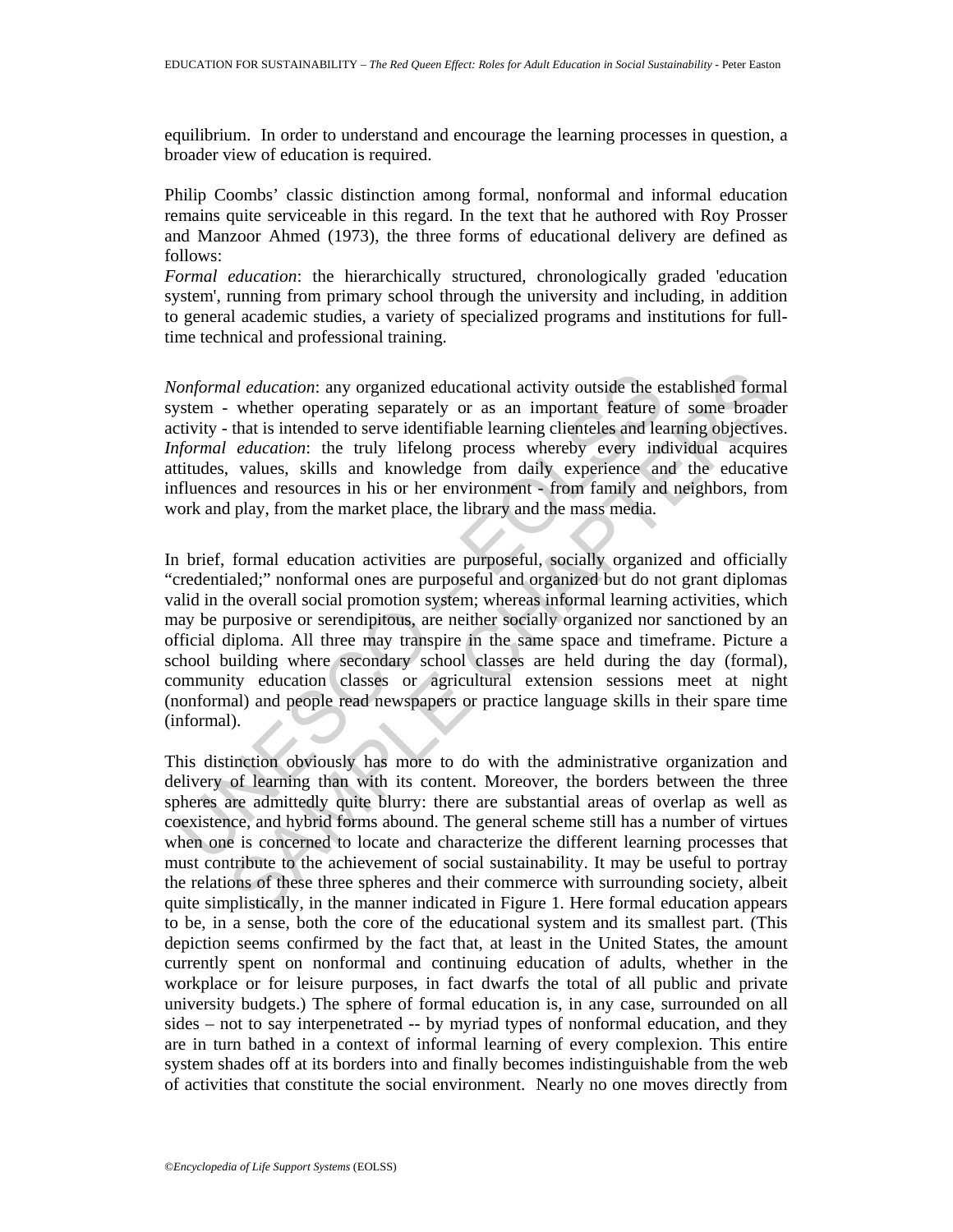equilibrium. In order to understand and encourage the learning processes in question, a broader view of education is required.

Philip Coombs' classic distinction among formal, nonformal and informal education remains quite serviceable in this regard. In the text that he authored with Roy Prosser and Manzoor Ahmed (1973), the three forms of educational delivery are defined as follows:

*Formal education*: the hierarchically structured, chronologically graded 'education system', running from primary school through the university and including, in addition to general academic studies, a variety of specialized programs and institutions for full-time technical and professional training.

*Nonformal education*: any organized educational activity outside the established formal system - whether operating separately or as an important feature of some broader activity - that is intended to serve identifiable learning clienteles and learning objectives.

*Informal education*: the truly lifelong process whereby every individual acquires attitudes, values, skills and knowledge from daily experience and the educative influences and resources in his or her environment - from family and neighbors, from work and play, from the market place, the library and the mass media.

In brief, formal education activities are purposeful, socially organized and officially "credentialed;" nonformal ones are purposeful and organized but do not grant diplomas valid in the overall social promotion system; whereas informal learning activities, which may be purposive or serendipitous, are neither socially organized nor sanctioned by an official diploma. All three may transpire in the same space and timeframe. Picture a school building where secondary school classes are held during the day (formal), community education classes or agricultural extension sessions meet at night (nonformal) and people read newspapers or practice language skills in their spare time (informal).

This distinction obviously has more to do with the administrative organization and delivery of learning than with its content. Moreover, the borders between the three spheres are admittedly quite blurry: there are substantial areas of overlap as well as coexistence, and hybrid forms abound. The general scheme still has a number of virtues when one is concerned to locate and characterize the different learning processes that must contribute to the achievement of social sustainability. It may be useful to portray the relations of these three spheres and their commerce with surrounding society, albeit quite simplistically, in the manner indicated in Figure 1. Here formal education appears to be, in a sense, both the core of the educational system and its smallest part. (This depiction seems confirmed by the fact that, at least in the United States, the amount currently spent on nonformal and continuing education of adults, whether in the workplace or for leisure purposes, in fact dwarfs the total of all public and private university budgets.) The sphere of formal education is, in any case, surrounded on all sides – not to say interpenetrated -- by myriad types of nonformal education, and they are in turn bathed in a context of informal learning of every complexion. This entire system shades off at its borders into and finally becomes indistinguishable from the web of activities that constitute the social environment. Nearly no one moves directly from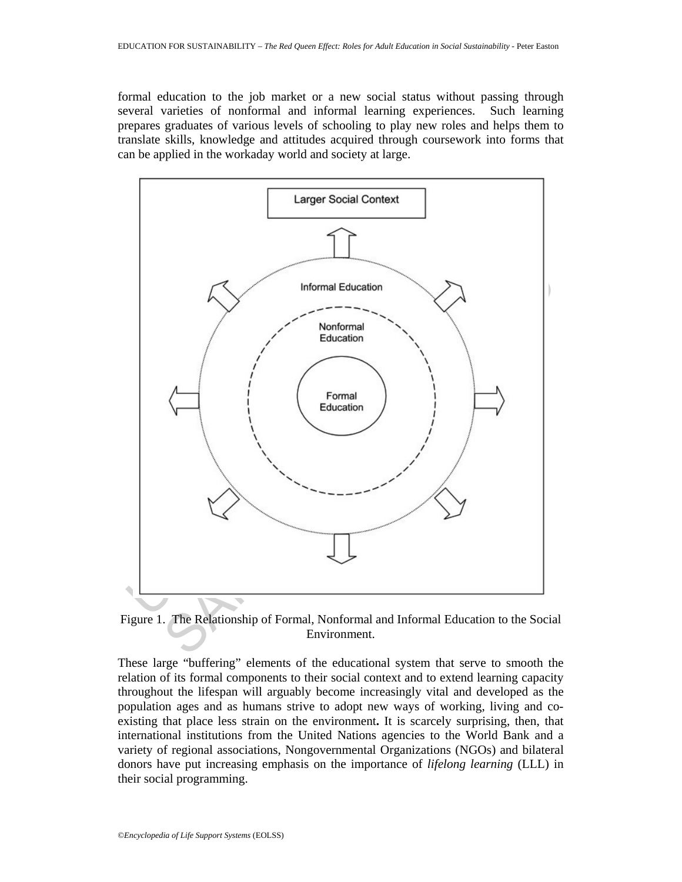formal education to the job market or a new social status without passing through several varieties of nonformal and informal learning experiences. Such learning prepares graduates of various levels of schooling to play new roles and helps them to translate skills, knowledge and attitudes acquired through coursework into forms that can be applied in the workaday world and society at large.

Figure 1. The Relationship of Formal, Nonformal and Informal Education to the Social Environment.

These large "buffering" elements of the educational system that serve to smooth the relation of its formal components to their social context and to extend learning capacity throughout the lifespan will arguably become increasingly vital and developed as the population ages and as humans strive to adopt new ways of working, living and co-existing that place less strain on the environment**.** It is scarcely surprising, then, that international institutions from the United Nations agencies to the World Bank and a variety of regional associations, Nongovernmental Organizations (NGOs) and bilateral donors have put increasing emphasis on the importance of *lifelong learning* (LLL) in their social programming.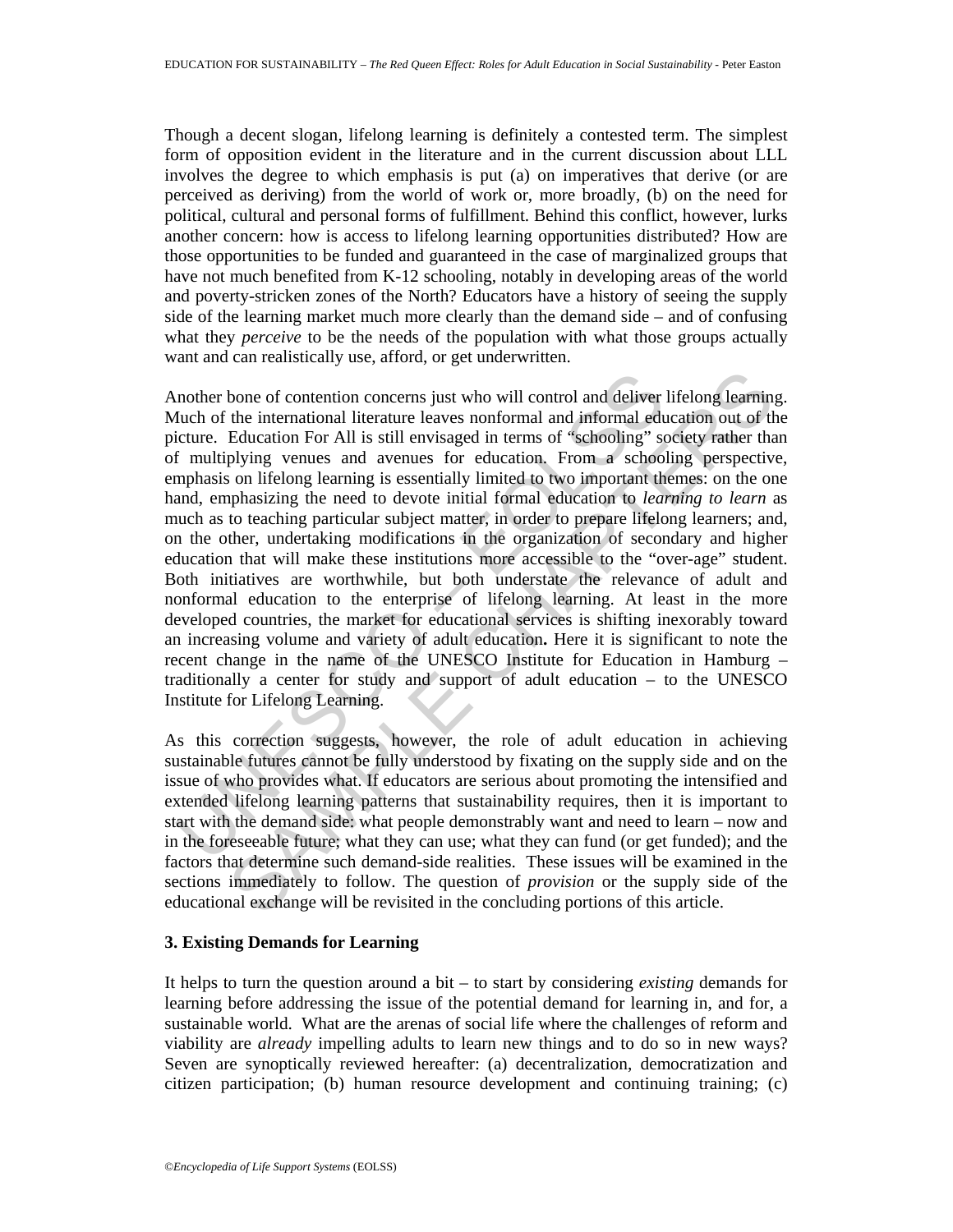Though a decent slogan, lifelong learning is definitely a contested term. The simplest form of opposition evident in the literature and in the current discussion about LLL involves the degree to which emphasis is put (a) on imperatives that derive (or are perceived as deriving) from the world of work or, more broadly, (b) on the need for political, cultural and personal forms of fulfillment. Behind this conflict, however, lurks another concern: how is access to lifelong learning opportunities distributed? How are those opportunities to be funded and guaranteed in the case of marginalized groups that have not much benefited from K-12 schooling, notably in developing areas of the world and poverty-stricken zones of the North? Educators have a history of seeing the supply side of the learning market much more clearly than the demand side – and of confusing what they *perceive* to be the needs of the population with what those groups actually want and can realistically use, afford, or get underwritten.

Another bone of contention concerns just who will control and deliver lifelong learning. Much of the international literature leaves nonformal and informal education out of the picture. Education For All is still envisaged in terms of "schooling" society rather than of multiplying venues and avenues for education. From a schooling perspective, emphasis on lifelong learning is essentially limited to two important themes: on the one hand, emphasizing the need to devote initial formal education to *learning to learn* as much as to teaching particular subject matter, in order to prepare lifelong learners; and, on the other, undertaking modifications in the organization of secondary and higher education that will make these institutions more accessible to the "over-age" student. Both initiatives are worthwhile, but both understate the relevance of adult and nonformal education to the enterprise of lifelong learning. At least in the more developed countries, the market for educational services is shifting inexorably toward an increasing volume and variety of adult education**.** Here it is significant to note the recent change in the name of the UNESCO Institute for Education in Hamburg – traditionally a center for study and support of adult education – to the UNESCO Institute for Lifelong Learning.

As this correction suggests, however, the role of adult education in achieving sustainable futures cannot be fully understood by fixating on the supply side and on the issue of who provides what. If educators are serious about promoting the intensified and extended lifelong learning patterns that sustainability requires, then it is important to start with the demand side: what people demonstrably want and need to learn – now and in the foreseeable future; what they can use; what they can fund (or get funded); and the factors that determine such demand-side realities. These issues will be examined in the sections immediately to follow. The question of *provision* or the supply side of the educational exchange will be revisited in the concluding portions of this article.

## 3. Existing Demands for Learning

It helps to turn the question around a bit – to start by considering *existing* demands for learning before addressing the issue of the potential demand for learning in, and for, a sustainable world. What are the arenas of social life where the challenges of reform and viability are *already* impelling adults to learn new things and to do so in new ways? Seven are synoptically reviewed hereafter: (a) decentralization, democratization and citizen participation; (b) human resource development and continuing training; (c)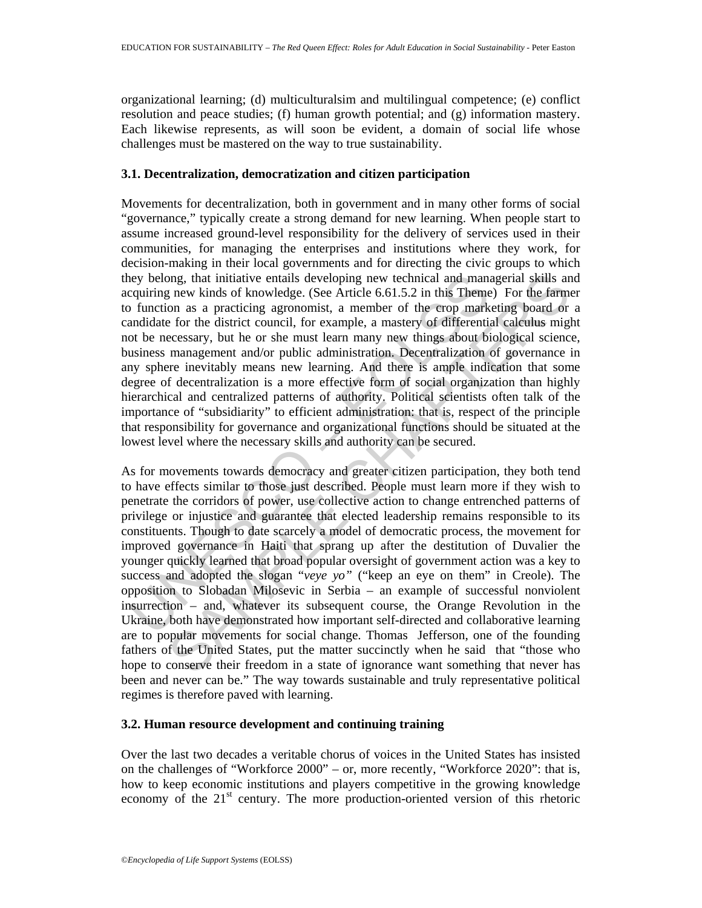organizational learning; (d) multiculturalsim and multilingual competence; (e) conflict resolution and peace studies; (f) human growth potential; and (g) information mastery. Each likewise represents, as will soon be evident, a domain of social life whose challenges must be mastered on the way to true sustainability.

### 3.1. Decentralization, democratization and citizen participation

Movements for decentralization, both in government and in many other forms of social "governance," typically create a strong demand for new learning. When people start to assume increased ground-level responsibility for the delivery of services used in their communities, for managing the enterprises and institutions where they work, for decision-making in their local governments and for directing the civic groups to which they belong, that initiative entails developing new technical and managerial skills and acquiring new kinds of knowledge. (See Article 6.61.5.2 in this Theme) For the farmer to function as a practicing agronomist, a member of the crop marketing board or a candidate for the district council, for example, a mastery of differential calculus might not be necessary, but he or she must learn many new things about biological science, business management and/or public administration. Decentralization of governance in any sphere inevitably means new learning. And there is ample indication that some degree of decentralization is a more effective form of social organization than highly hierarchical and centralized patterns of authority. Political scientists often talk of the importance of "subsidiarity" to efficient administration: that is, respect of the principle that responsibility for governance and organizational functions should be situated at the lowest level where the necessary skills and authority can be secured.

As for movements towards democracy and greater citizen participation, they both tend to have effects similar to those just described. People must learn more if they wish to penetrate the corridors of power, use collective action to change entrenched patterns of privilege or injustice and guarantee that elected leadership remains responsible to its constituents. Though to date scarcely a model of democratic process, the movement for improved governance in Haiti that sprang up after the destitution of Duvalier the younger quickly learned that broad popular oversight of government action was a key to success and adopted the slogan "*veye yo*" ("keep an eye on them" in Creole). The opposition to Slobadan Milosevic in Serbia – an example of successful nonviolent insurrection – and, whatever its subsequent course, the Orange Revolution in the Ukraine, both have demonstrated how important self-directed and collaborative learning are to popular movements for social change. Thomas Jefferson, one of the founding fathers of the United States, put the matter succinctly when he said that "those who hope to conserve their freedom in a state of ignorance want something that never has been and never can be." The way towards sustainable and truly representative political regimes is therefore paved with learning.

### 3.2. Human resource development and continuing training

Over the last two decades a veritable chorus of voices in the United States has insisted on the challenges of "Workforce 2000" – or, more recently, "Workforce 2020": that is, how to keep economic institutions and players competitive in the growing knowledge economy of the 21st century. The more production-oriented version of this rhetoric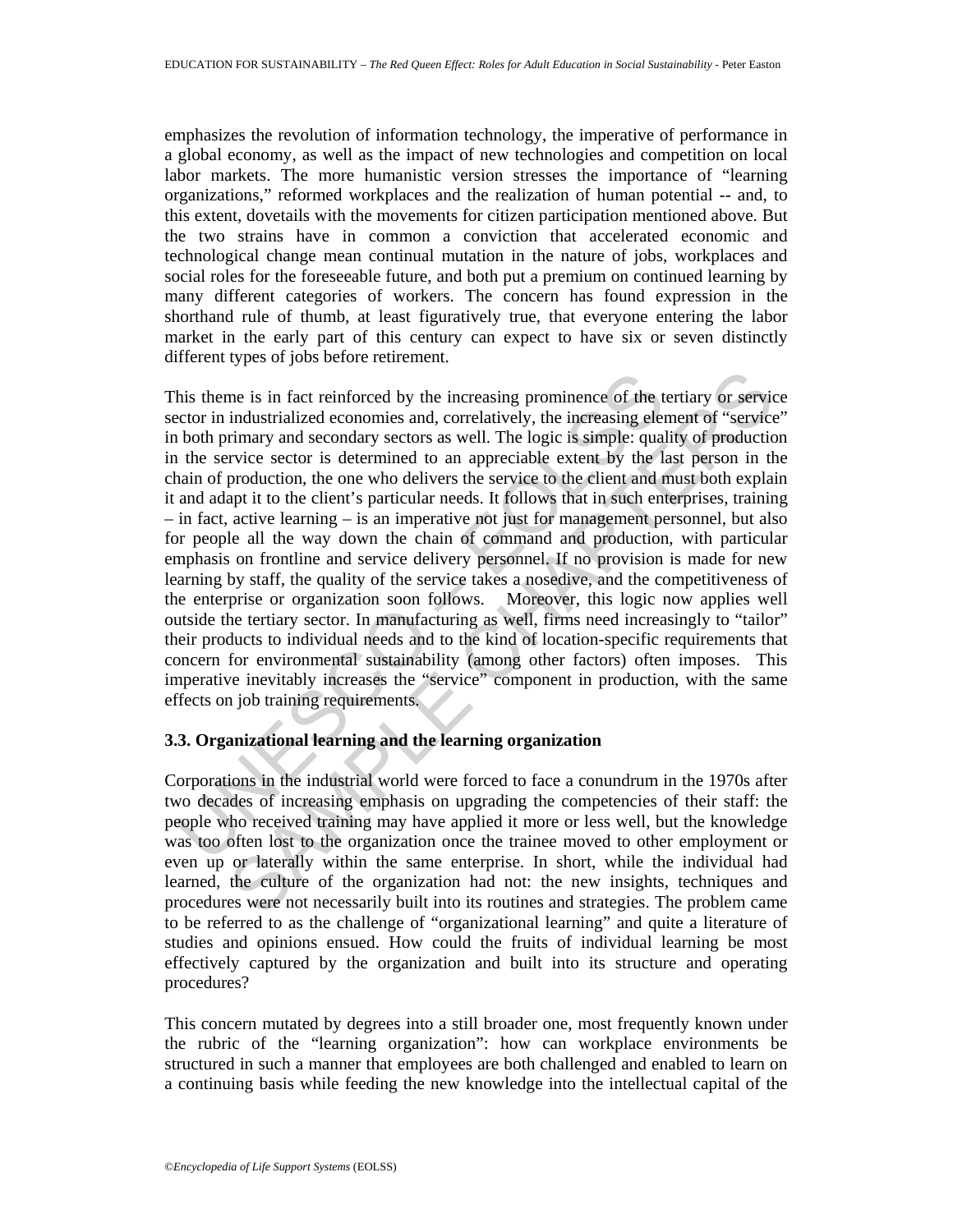emphasizes the revolution of information technology, the imperative of performance in a global economy, as well as the impact of new technologies and competition on local labor markets. The more humanistic version stresses the importance of "learning organizations," reformed workplaces and the realization of human potential -- and, to this extent, dovetails with the movements for citizen participation mentioned above. But the two strains have in common a conviction that accelerated economic and technological change mean continual mutation in the nature of jobs, workplaces and social roles for the foreseeable future, and both put a premium on continued learning by many different categories of workers. The concern has found expression in the shorthand rule of thumb, at least figuratively true, that everyone entering the labor market in the early part of this century can expect to have six or seven distinctly different types of jobs before retirement.

This theme is in fact reinforced by the increasing prominence of the tertiary or service sector in industrialized economies and, correlatively, the increasing element of "service" in both primary and secondary sectors as well. The logic is simple: quality of production in the service sector is determined to an appreciable extent by the last person in the chain of production, the one who delivers the service to the client and must both explain it and adapt it to the client's particular needs. It follows that in such enterprises, training – in fact, active learning – is an imperative not just for management personnel, but also for people all the way down the chain of command and production, with particular emphasis on frontline and service delivery personnel. If no provision is made for new learning by staff, the quality of the service takes a nosedive, and the competitiveness of the enterprise or organization soon follows. Moreover, this logic now applies well outside the tertiary sector. In manufacturing as well, firms need increasingly to "tailor" their products to individual needs and to the kind of location-specific requirements that concern for environmental sustainability (among other factors) often imposes. This imperative inevitably increases the "service" component in production, with the same effects on job training requirements.

### 3.3. Organizational learning and the learning organization

Corporations in the industrial world were forced to face a conundrum in the 1970s after two decades of increasing emphasis on upgrading the competencies of their staff: the people who received training may have applied it more or less well, but the knowledge was too often lost to the organization once the trainee moved to other employment or even up or laterally within the same enterprise. In short, while the individual had learned, the culture of the organization had not: the new insights, techniques and procedures were not necessarily built into its routines and strategies. The problem came to be referred to as the challenge of "organizational learning" and quite a literature of studies and opinions ensued. How could the fruits of individual learning be most effectively captured by the organization and built into its structure and operating procedures?

This concern mutated by degrees into a still broader one, most frequently known under the rubric of the "learning organization": how can workplace environments be structured in such a manner that employees are both challenged and enabled to learn on a continuing basis while feeding the new knowledge into the intellectual capital of the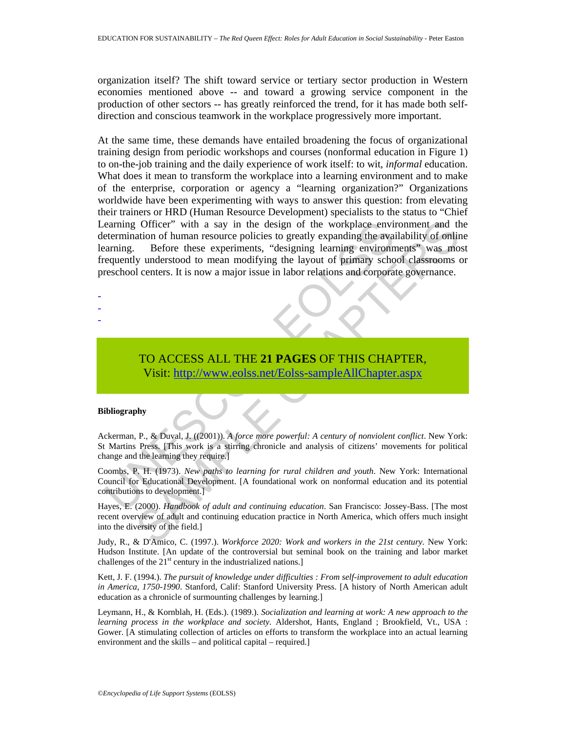organization itself? The shift toward service or tertiary sector production in Western economies mentioned above -- and toward a growing service component in the production of other sectors -- has greatly reinforced the trend, for it has made both self-direction and conscious teamwork in the workplace progressively more important.

At the same time, these demands have entailed broadening the focus of organizational training design from periodic workshops and courses (nonformal education in Figure 1) to on-the-job training and the daily experience of work itself: to wit, *informal* education. What does it mean to transform the workplace into a learning environment and to make of the enterprise, corporation or agency a "learning organization?" Organizations worldwide have been experimenting with ways to answer this question: from elevating their trainers or HRD (Human Resource Development) specialists to the status to "Chief Learning Officer" with a say in the design of the workplace environment and the determination of human resource policies to greatly expanding the availability of online learning. Before these experiments, "designing learning environments" was most frequently understood to mean modifying the layout of primary school classrooms or preschool centers. It is now a major issue in labor relations and corporate governance.

-
-
-

TO ACCESS ALL THE **21 PAGES** OF THIS CHAPTER,
Visit: http://www.eolss.net/Eolss-sampleAllChapter.aspx

**Bibliography**

Ackerman, P., & Duval, J. ((2001)). *A force more powerful: A century of nonviolent conflict*. New York: St Martins Press. [This work is a stirring chronicle and analysis of citizens' movements for political change and the learning they require.]

Coombs, P. H. (1973). *New paths to learning for rural children and youth*. New York: International Council for Educational Development. [A foundational work on nonformal education and its potential contributions to development.]

Hayes, E. (2000). *Handbook of adult and continuing education*. San Francisco: Jossey-Bass. [The most recent overview of adult and continuing education practice in North America, which offers much insight into the diversity of the field.]

Judy, R., & D'Amico, C. (1997.). *Workforce 2020: Work and workers in the 21st century*. New York: Hudson Institute. [An update of the controversial but seminal book on the training and labor market challenges of the 21st century in the industrialized nations.]

Kett, J. F. (1994.). *The pursuit of knowledge under difficulties : From self-improvement to adult education in America, 1750-1990*. Stanford, Calif: Stanford University Press. [A history of North American adult education as a chronicle of surmounting challenges by learning.]

Leymann, H., & Kornblah, H. (Eds.). (1989.). *Socialization and learning at work: A new approach to the learning process in the workplace and society*. Aldershot, Hants, England ; Brookfield, Vt., USA : Gower. [A stimulating collection of articles on efforts to transform the workplace into an actual learning environment and the skills – and political capital – required.]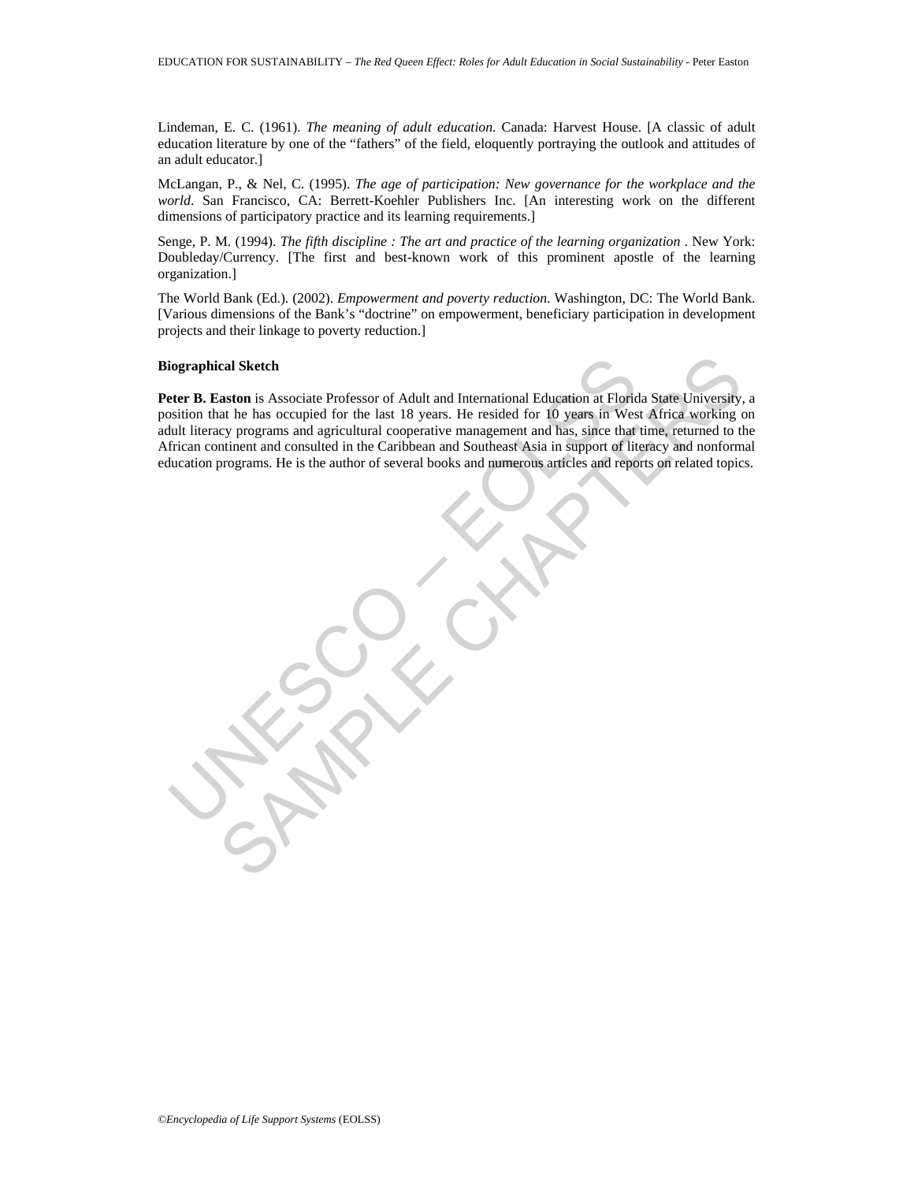Lindeman, E. C. (1961). *The meaning of adult education*. Canada: Harvest House. [A classic of adult education literature by one of the "fathers" of the field, eloquently portraying the outlook and attitudes of an adult educator.]

McLangan, P., & Nel, C. (1995). *The age of participation: New governance for the workplace and the world*. San Francisco, CA: Berrett-Koehler Publishers Inc. [An interesting work on the different dimensions of participatory practice and its learning requirements.]

Senge, P. M. (1994). *The fifth discipline : The art and practice of the learning organization* . New York: Doubleday/Currency. [The first and best-known work of this prominent apostle of the learning organization.]

The World Bank (Ed.). (2002). *Empowerment and poverty reduction*. Washington, DC: The World Bank. [Various dimensions of the Bank's "doctrine" on empowerment, beneficiary participation in development projects and their linkage to poverty reduction.]

**Biographical Sketch**

**Peter B. Easton** is Associate Professor of Adult and International Education at Florida State University, a position that he has occupied for the last 18 years. He resided for 10 years in West Africa working on adult literacy programs and agricultural cooperative management and has, since that time, returned to the African continent and consulted in the Caribbean and Southeast Asia in support of literacy and nonformal education programs. He is the author of several books and numerous articles and reports on related topics.